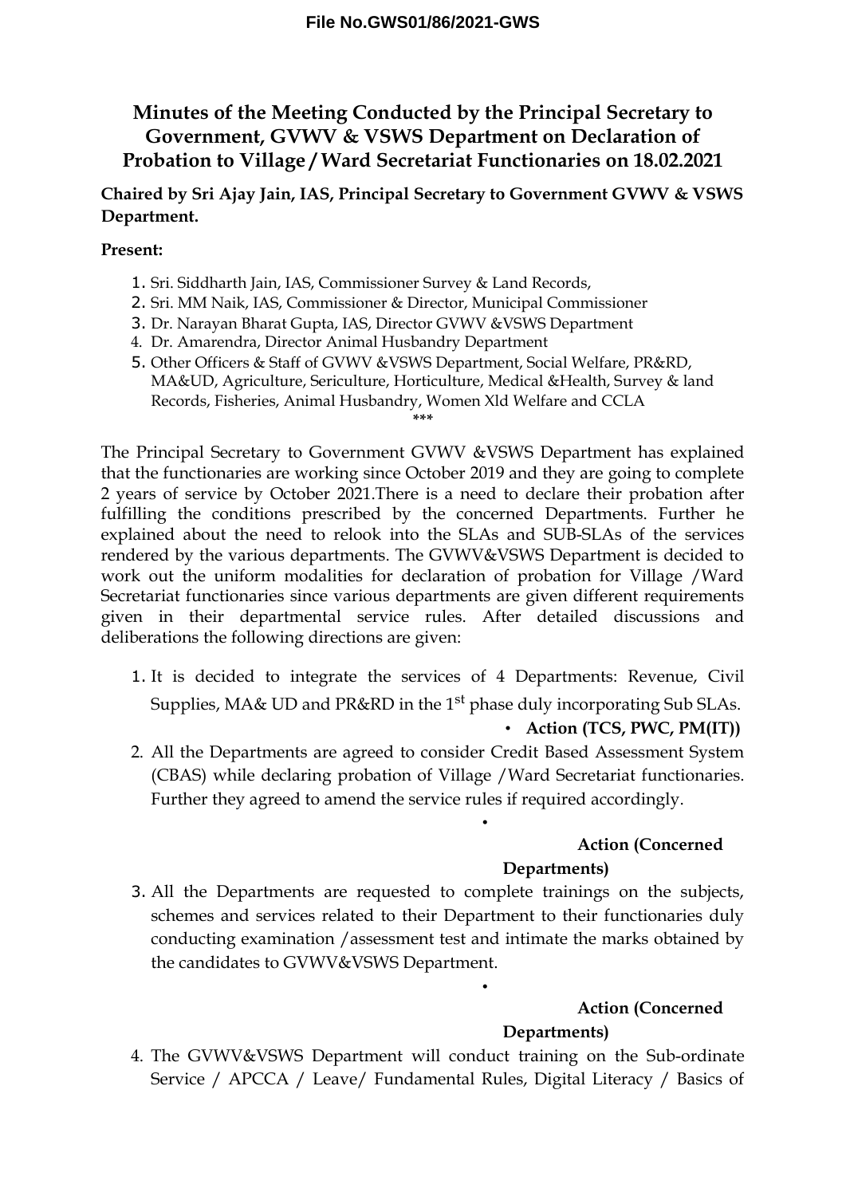**File No.GWS01/86/2021-GWS**

# Minutes of the Meeting Conducted by the Principal Secretary to Government, GVWV & VSWS Department on Declaration of Probation to Village / Ward Secretariat Functionaries on 18.02.2021

**Chaired by Sri Ajay Jain, IAS, Principal Secretary to Government GVWV & VSWS Department.**

**Present:**

1. Sri. Siddharth Jain, IAS, Commissioner Survey & Land Records,
2. Sri. MM Naik, IAS, Commissioner & Director, Municipal Commissioner
3. Dr. Narayan Bharat Gupta, IAS, Director GVWV &VSWS Department
4. Dr. Amarendra, Director Animal Husbandry Department
5. Other Officers & Staff of GVWV &VSWS Department, Social Welfare, PR&RD, MA&UD, Agriculture, Sericulture, Horticulture, Medical &Health, Survey & land Records, Fisheries, Animal Husbandry, Women Xld Welfare and CCLA

\*\*\*

The Principal Secretary to Government GVWV &VSWS Department has explained that the functionaries are working since October 2019 and they are going to complete 2 years of service by October 2021.There is a need to declare their probation after fulfilling the conditions prescribed by the concerned Departments. Further he explained about the need to relook into the SLAs and SUB-SLAs of the services rendered by the various departments. The GVWV&VSWS Department is decided to work out the uniform modalities for declaration of probation for Village /Ward Secretariat functionaries since various departments are given different requirements given in their departmental service rules. After detailed discussions and deliberations the following directions are given:

1. It is decided to integrate the services of 4 Departments: Revenue, Civil Supplies, MA& UD and PR&RD in the 1st phase duly incorporating Sub SLAs.
   - **Action (TCS, PWC, PM(IT))**
2. All the Departments are agreed to consider Credit Based Assessment System (CBAS) while declaring probation of Village /Ward Secretariat functionaries. Further they agreed to amend the service rules if required accordingly.
   - **Action (Concerned Departments)**
3. All the Departments are requested to complete trainings on the subjects, schemes and services related to their Department to their functionaries duly conducting examination /assessment test and intimate the marks obtained by the candidates to GVWV&VSWS Department.
   - **Action (Concerned Departments)**
4. The GVWV&VSWS Department will conduct training on the Sub-ordinate Service / APCCA / Leave/ Fundamental Rules, Digital Literacy / Basics of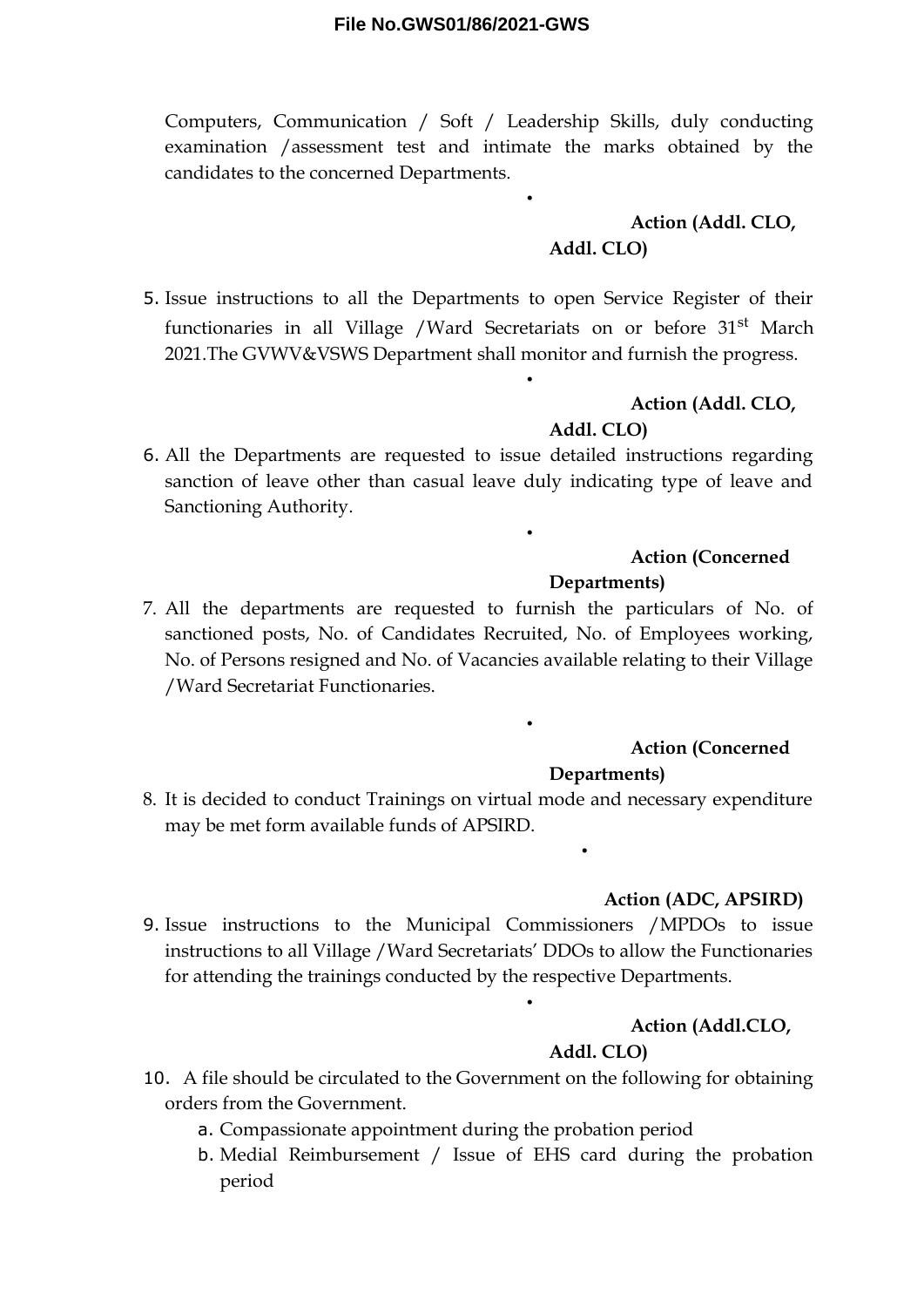Computers, Communication / Soft / Leadership Skills, duly conducting examination /assessment test and intimate the marks obtained by the candidates to the concerned Departments.

- **Action (Addl. CLO, Addl. CLO)**

5. Issue instructions to all the Departments to open Service Register of their functionaries in all Village /Ward Secretariats on or before 31st March 2021.The GVWV&VSWS Department shall monitor and furnish the progress.

- **Action (Addl. CLO, Addl. CLO)**

6. All the Departments are requested to issue detailed instructions regarding sanction of leave other than casual leave duly indicating type of leave and Sanctioning Authority.

- **Action (Concerned Departments)**

7. All the departments are requested to furnish the particulars of No. of sanctioned posts, No. of Candidates Recruited, No. of Employees working, No. of Persons resigned and No. of Vacancies available relating to their Village /Ward Secretariat Functionaries.

- **Action (Concerned Departments)**

8. It is decided to conduct Trainings on virtual mode and necessary expenditure may be met form available funds of APSIRD.

- **Action (ADC, APSIRD)**

9. Issue instructions to the Municipal Commissioners /MPDOs to issue instructions to all Village /Ward Secretariats' DDOs to allow the Functionaries for attending the trainings conducted by the respective Departments.

- **Action (Addl.CLO, Addl. CLO)**

10. A file should be circulated to the Government on the following for obtaining orders from the Government.
    a. Compassionate appointment during the probation period
    b. Medial Reimbursement / Issue of EHS card during the probation period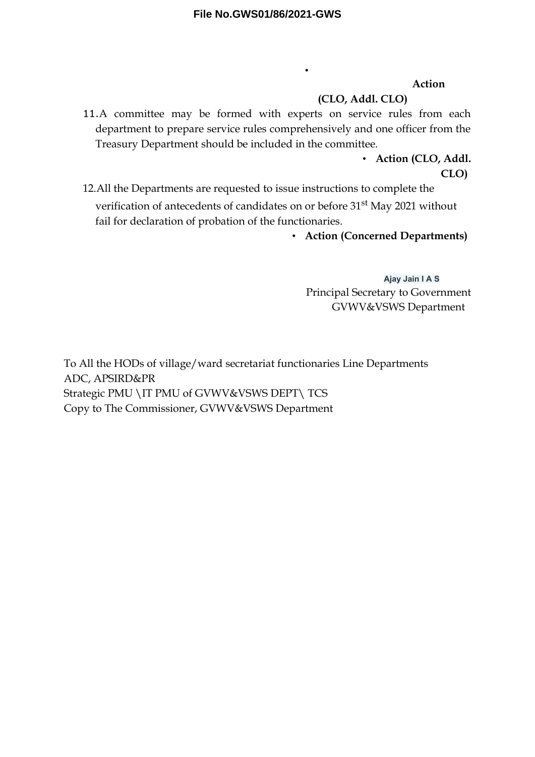- **Action (CLO, Addl. CLO)**

11. A committee may be formed with experts on service rules from each department to prepare service rules comprehensively and one officer from the Treasury Department should be included in the committee.

    - **Action (CLO, Addl. CLO)**

12. All the Departments are requested to issue instructions to complete the verification of antecedents of candidates on or before 31st May 2021 without fail for declaration of probation of the functionaries.

    - **Action (Concerned Departments)**

**Ajay Jain I A S**
Principal Secretary to Government
GVWV&VSWS Department

To All the HODs of village/ward secretariat functionaries Line Departments
ADC, APSIRD&PR
Strategic PMU \IT PMU of GVWV&VSWS DEPT\ TCS
Copy to The Commissioner, GVWV&VSWS Department